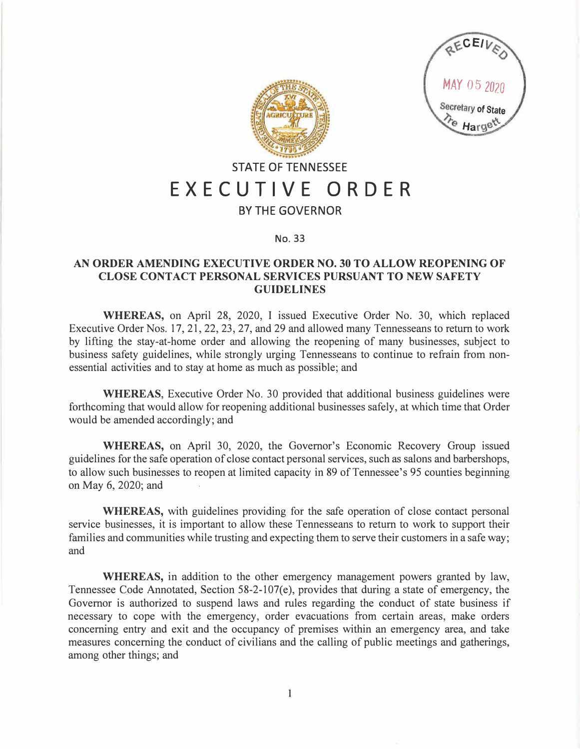RECEIVED
MAY 05 2020
Secretary of State
Tre Hargett

# STATE OF TENNESSEE

# EXECUTIVE ORDER

## BY THE GOVERNOR

No. 33

### AN ORDER AMENDING EXECUTIVE ORDER NO. 30 TO ALLOW REOPENING OF CLOSE CONTACT PERSONAL SERVICES PURSUANT TO NEW SAFETY GUIDELINES

**WHEREAS,** on April 28, 2020, I issued Executive Order No. 30, which replaced Executive Order Nos. 17, 21, 22, 23, 27, and 29 and allowed many Tennesseans to return to work by lifting the stay-at-home order and allowing the reopening of many businesses, subject to business safety guidelines, while strongly urging Tennesseans to continue to refrain from non-essential activities and to stay at home as much as possible; and

**WHEREAS**, Executive Order No. 30 provided that additional business guidelines were forthcoming that would allow for reopening additional businesses safely, at which time that Order would be amended accordingly; and

**WHEREAS,** on April 30, 2020, the Governor's Economic Recovery Group issued guidelines for the safe operation of close contact personal services, such as salons and barbershops, to allow such businesses to reopen at limited capacity in 89 of Tennessee's 95 counties beginning on May 6, 2020; and

**WHEREAS,** with guidelines providing for the safe operation of close contact personal service businesses, it is important to allow these Tennesseans to return to work to support their families and communities while trusting and expecting them to serve their customers in a safe way; and

**WHEREAS,** in addition to the other emergency management powers granted by law, Tennessee Code Annotated, Section 58-2-107(e), provides that during a state of emergency, the Governor is authorized to suspend laws and rules regarding the conduct of state business if necessary to cope with the emergency, order evacuations from certain areas, make orders concerning entry and exit and the occupancy of premises within an emergency area, and take measures concerning the conduct of civilians and the calling of public meetings and gatherings, among other things; and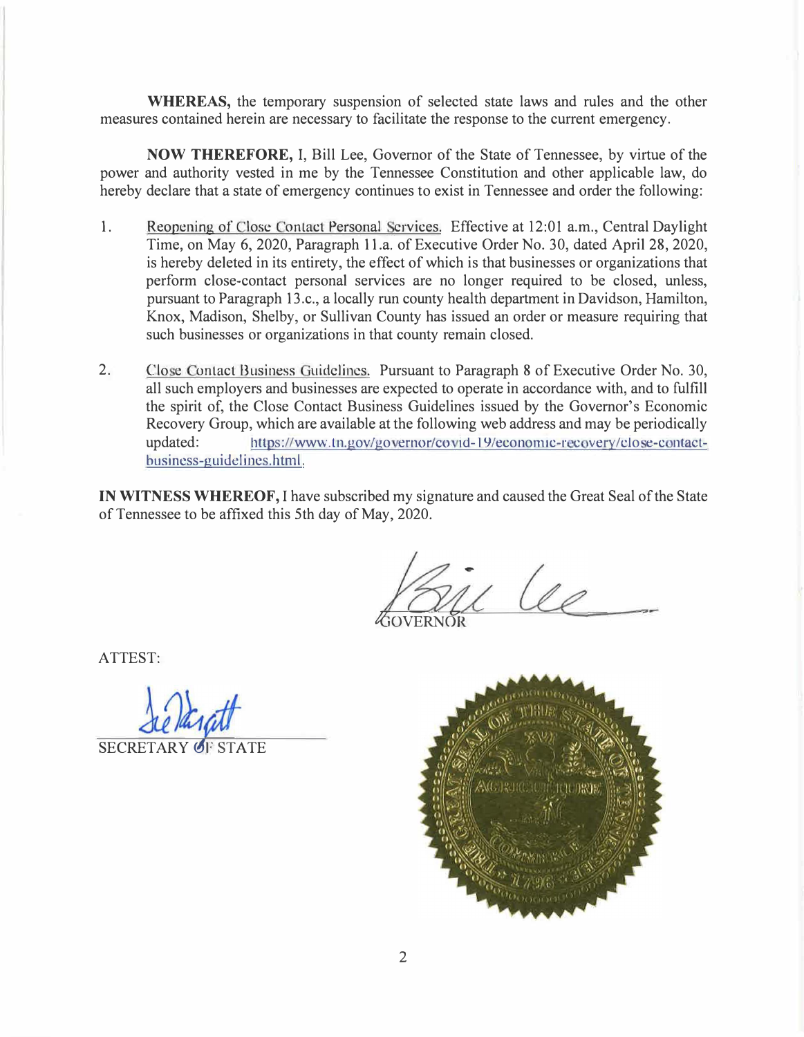**WHEREAS,** the temporary suspension of selected state laws and rules and the other measures contained herein are necessary to facilitate the response to the current emergency.

**NOW THEREFORE,** I, Bill Lee, Governor of the State of Tennessee, by virtue of the power and authority vested in me by the Tennessee Constitution and other applicable law, do hereby declare that a state of emergency continues to exist in Tennessee and order the following:

1. Reopening of Close Contact Personal Services. Effective at 12:01 a.m., Central Daylight Time, on May 6, 2020, Paragraph 11.a. of Executive Order No. 30, dated April 28, 2020, is hereby deleted in its entirety, the effect of which is that businesses or organizations that perform close-contact personal services are no longer required to be closed, unless, pursuant to Paragraph 13.c., a locally run county health department in Davidson, Hamilton, Knox, Madison, Shelby, or Sullivan County has issued an order or measure requiring that such businesses or organizations in that county remain closed.

2. Close Contact Business Guidelines. Pursuant to Paragraph 8 of Executive Order No. 30, all such employers and businesses are expected to operate in accordance with, and to fulfill the spirit of, the Close Contact Business Guidelines issued by the Governor's Economic Recovery Group, which are available at the following web address and may be periodically updated: https://www.tn.gov/governor/covid-19/economic-recovery/close-contact-business-guidelines.html.

**IN WITNESS WHEREOF,** I have subscribed my signature and caused the Great Seal of the State of Tennessee to be affixed this 5th day of May, 2020.

GOVERNOR

ATTEST:

SECRETARY OF STATE